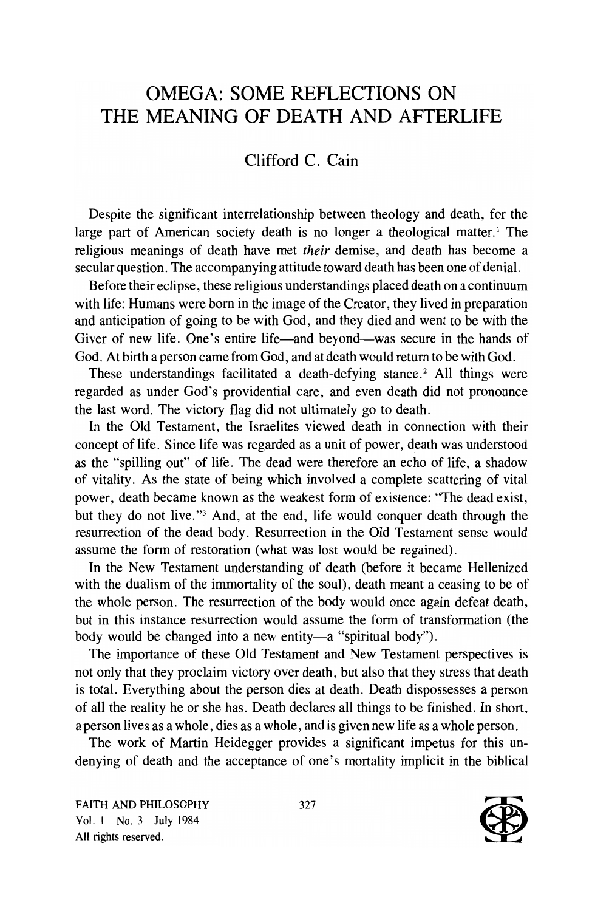# OMEGA: SOME REFLECTIONS ON THE MEANING OF DEATH AND AFTERLIFE

Clifford C. Cain

Despite the significant interrelationship between theology and death, for the large part of American society death is no longer a theological matter.[1] The religious meanings of death have met *their* demise, and death has become a secular question. The accompanying attitude toward death has been one of denial.

Before their eclipse, these religious understandings placed death on a continuum with life: Humans were born in the image of the Creator, they lived in preparation and anticipation of going to be with God, and they died and went to be with the Giver of new life. One's entire life—and beyond—was secure in the hands of God. At birth a person came from God, and at death would return to be with God.

These understandings facilitated a death-defying stance.[2] All things were regarded as under God's providential care, and even death did not pronounce the last word. The victory flag did not ultimately go to death.

In the Old Testament, the Israelites viewed death in connection with their concept of life. Since life was regarded as a unit of power, death was understood as the "spilling out" of life. The dead were therefore an echo of life, a shadow of vitality. As the state of being which involved a complete scattering of vital power, death became known as the weakest form of existence: "The dead exist, but they do not live."[3] And, at the end, life would conquer death through the resurrection of the dead body. Resurrection in the Old Testament sense would assume the form of restoration (what was lost would be regained).

In the New Testament understanding of death (before it became Hellenized with the dualism of the immortality of the soul), death meant a ceasing to be of the whole person. The resurrection of the body would once again defeat death, but in this instance resurrection would assume the form of transformation (the body would be changed into a new entity—a "spiritual body").

The importance of these Old Testament and New Testament perspectives is not only that they proclaim victory over death, but also that they stress that death is total. Everything about the person dies at death. Death dispossesses a person of all the reality he or she has. Death declares all things to be finished. In short, a person lives as a whole, dies as a whole, and is given new life as a whole person.

The work of Martin Heidegger provides a significant impetus for this undenying of death and the acceptance of one's mortality implicit in the biblical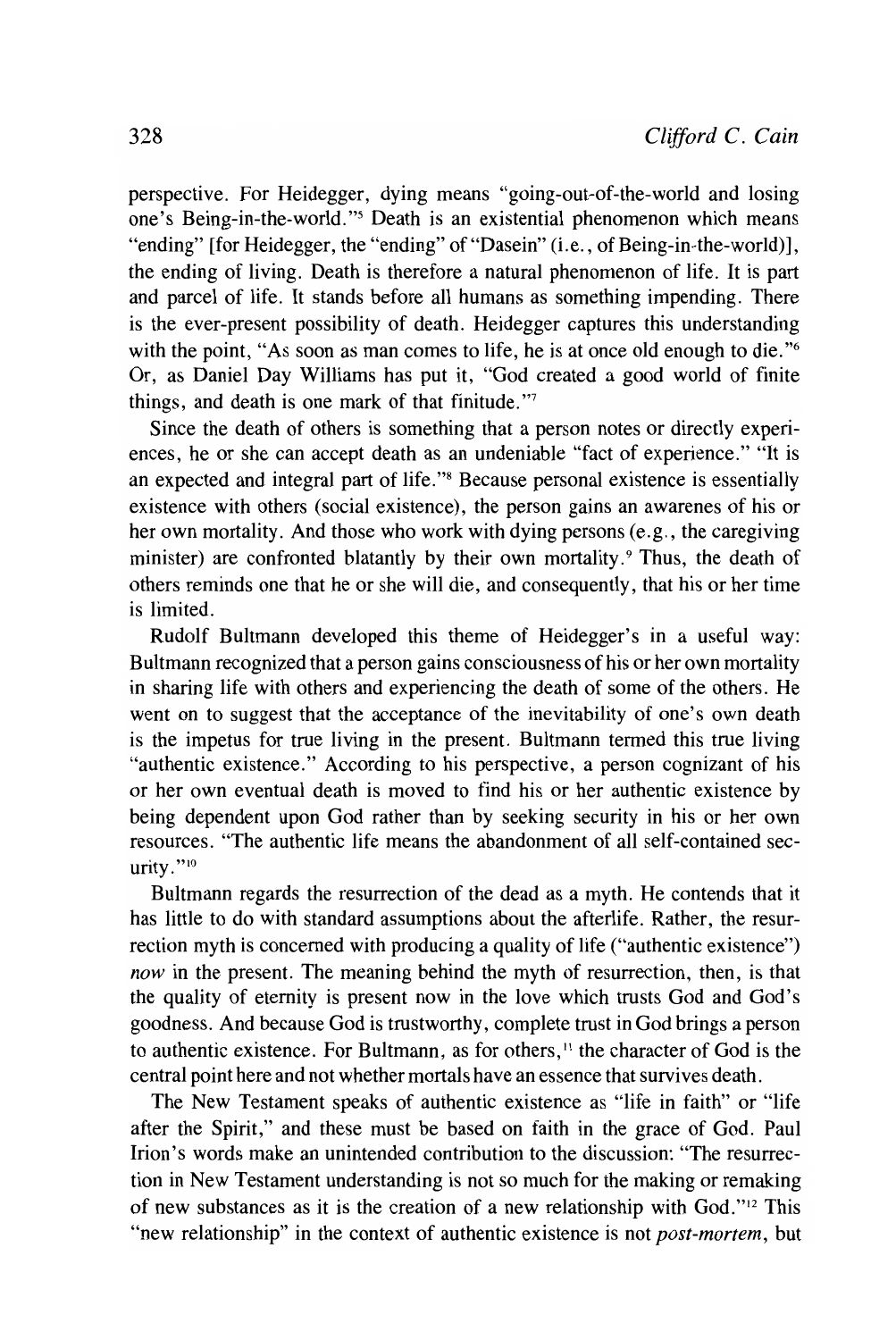perspective. For Heidegger, dying means "going-out-of-the-world and losing one's Being-in-the-world."[5] Death is an existential phenomenon which means "ending" [for Heidegger, the "ending" of "Dasein" (i.e., of Being-in-the-world)], the ending of living. Death is therefore a natural phenomenon of life. It is part and parcel of life. It stands before all humans as something impending. There is the ever-present possibility of death. Heidegger captures this understanding with the point, "As soon as man comes to life, he is at once old enough to die."[6] Or, as Daniel Day Williams has put it, "God created a good world of finite things, and death is one mark of that finitude."[7]

Since the death of others is something that a person notes or directly experiences, he or she can accept death as an undeniable "fact of experience." "It is an expected and integral part of life."[8] Because personal existence is essentially existence with others (social existence), the person gains an awarenes of his or her own mortality. And those who work with dying persons (e.g., the caregiving minister) are confronted blatantly by their own mortality.[9] Thus, the death of others reminds one that he or she will die, and consequently, that his or her time is limited.

Rudolf Bultmann developed this theme of Heidegger's in a useful way: Bultmann recognized that a person gains consciousness of his or her own mortality in sharing life with others and experiencing the death of some of the others. He went on to suggest that the acceptance of the inevitability of one's own death is the impetus for true living in the present. Bultmann termed this true living "authentic existence." According to his perspective, a person cognizant of his or her own eventual death is moved to find his or her authentic existence by being dependent upon God rather than by seeking security in his or her own resources. "The authentic life means the abandonment of all self-contained security."[10]

Bultmann regards the resurrection of the dead as a myth. He contends that it has little to do with standard assumptions about the afterlife. Rather, the resurrection myth is concerned with producing a quality of life ("authentic existence") *now* in the present. The meaning behind the myth of resurrection, then, is that the quality of eternity is present now in the love which trusts God and God's goodness. And because God is trustworthy, complete trust in God brings a person to authentic existence. For Bultmann, as for others,[11] the character of God is the central point here and not whether mortals have an essence that survives death.

The New Testament speaks of authentic existence as "life in faith" or "life after the Spirit," and these must be based on faith in the grace of God. Paul Irion's words make an unintended contribution to the discussion: "The resurrection in New Testament understanding is not so much for the making or remaking of new substances as it is the creation of a new relationship with God."[12] This "new relationship" in the context of authentic existence is not *post-mortem*, but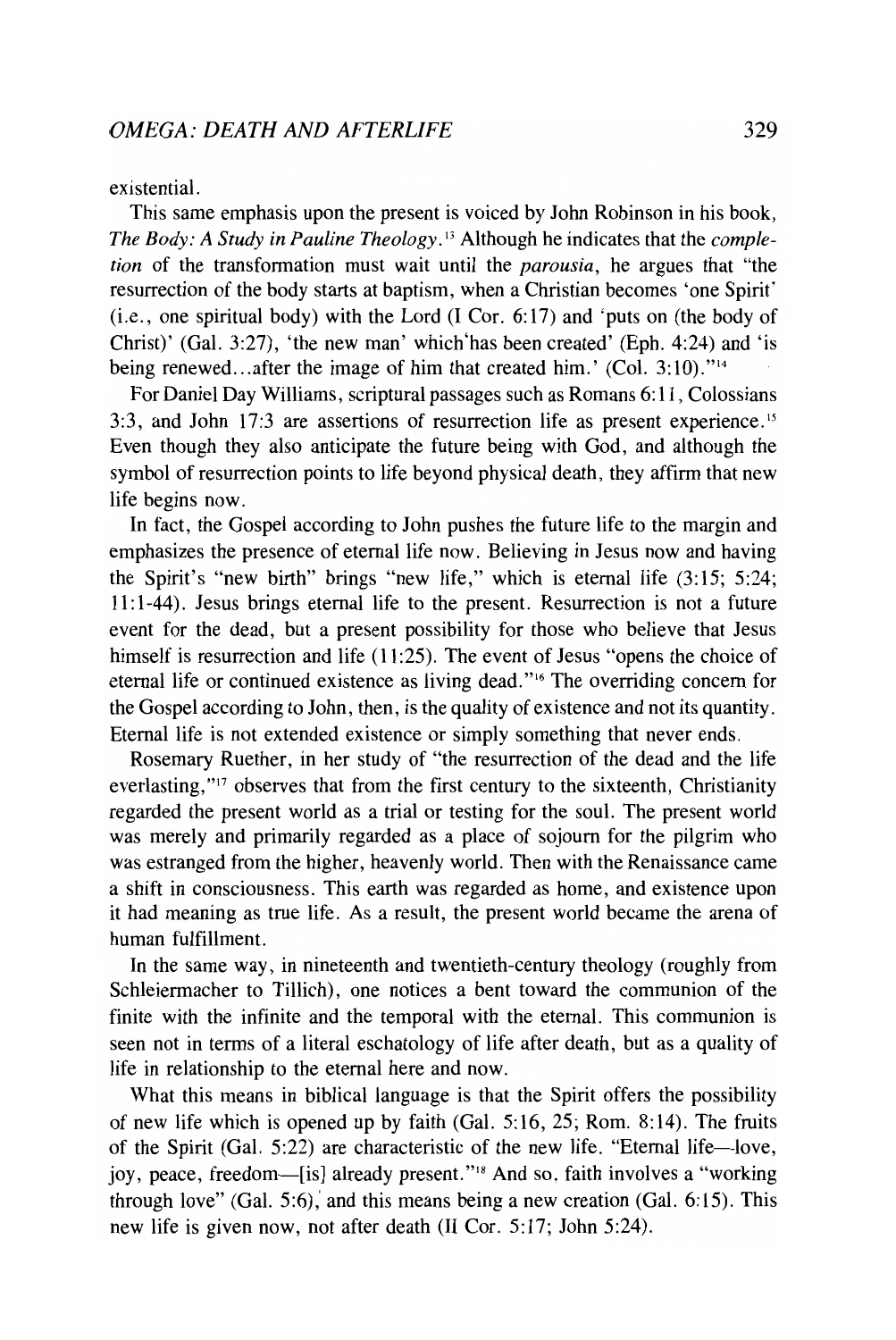existential.

This same emphasis upon the present is voiced by John Robinson in his book, *The Body: A Study in Pauline Theology*.[13] Although he indicates that the *completion* of the transformation must wait until the *parousia*, he argues that "the resurrection of the body starts at baptism, when a Christian becomes 'one Spirit' (i.e., one spiritual body) with the Lord (I Cor. 6:17) and 'puts on (the body of Christ)' (Gal. 3:27), 'the new man' which'has been created' (Eph. 4:24) and 'is being renewed...after the image of him that created him.' (Col. 3:10)."[14]

For Daniel Day Williams, scriptural passages such as Romans 6:11, Colossians 3:3, and John 17:3 are assertions of resurrection life as present experience.[15] Even though they also anticipate the future being with God, and although the symbol of resurrection points to life beyond physical death, they affirm that new life begins now.

In fact, the Gospel according to John pushes the future life to the margin and emphasizes the presence of eternal life now. Believing in Jesus now and having the Spirit's "new birth" brings "new life," which is eternal life (3:15; 5:24; 11:1-44). Jesus brings eternal life to the present. Resurrection is not a future event for the dead, but a present possibility for those who believe that Jesus himself is resurrection and life (11:25). The event of Jesus "opens the choice of eternal life or continued existence as living dead."[16] The overriding concern for the Gospel according to John, then, is the quality of existence and not its quantity. Eternal life is not extended existence or simply something that never ends.

Rosemary Ruether, in her study of "the resurrection of the dead and the life everlasting,"[17] observes that from the first century to the sixteenth, Christianity regarded the present world as a trial or testing for the soul. The present world was merely and primarily regarded as a place of sojourn for the pilgrim who was estranged from the higher, heavenly world. Then with the Renaissance came a shift in consciousness. This earth was regarded as home, and existence upon it had meaning as true life. As a result, the present world became the arena of human fulfillment.

In the same way, in nineteenth and twentieth-century theology (roughly from Schleiermacher to Tillich), one notices a bent toward the communion of the finite with the infinite and the temporal with the eternal. This communion is seen not in terms of a literal eschatology of life after death, but as a quality of life in relationship to the eternal here and now.

What this means in biblical language is that the Spirit offers the possibility of new life which is opened up by faith (Gal. 5:16, 25; Rom. 8:14). The fruits of the Spirit (Gal. 5:22) are characteristic of the new life. "Eternal life—love, joy, peace, freedom—[is] already present."[18] And so, faith involves a "working through love" (Gal. 5:6), and this means being a new creation (Gal. 6:15). This new life is given now, not after death (II Cor. 5:17; John 5:24).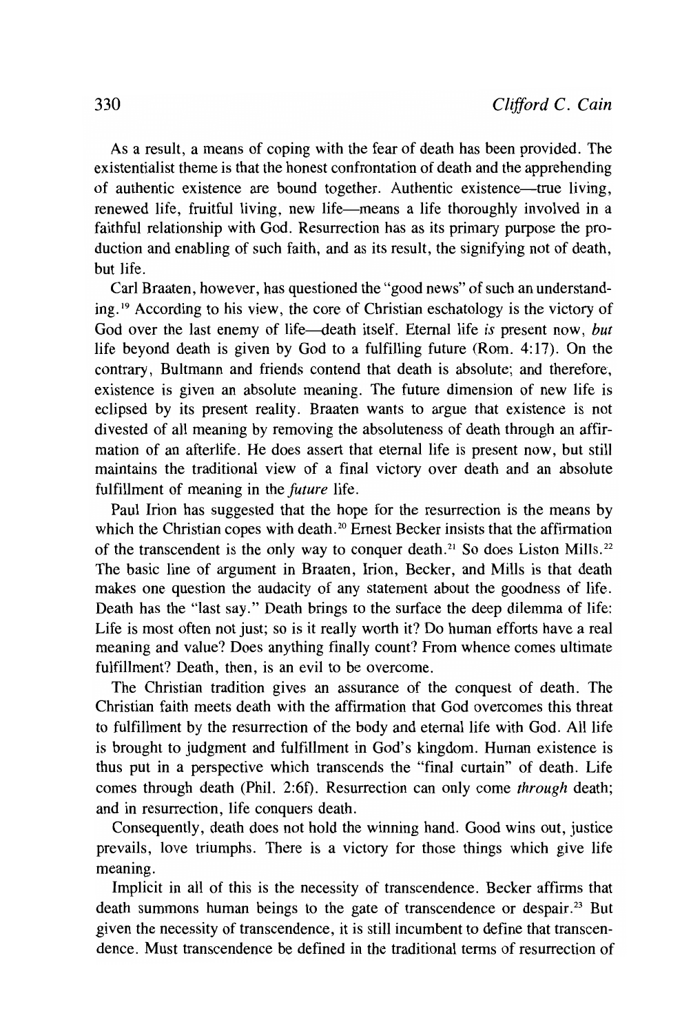As a result, a means of coping with the fear of death has been provided. The existentialist theme is that the honest confrontation of death and the apprehending of authentic existence are bound together. Authentic existence—true living, renewed life, fruitful living, new life—means a life thoroughly involved in a faithful relationship with God. Resurrection has as its primary purpose the production and enabling of such faith, and as its result, the signifying not of death, but life.

Carl Braaten, however, has questioned the "good news" of such an understanding.[19] According to his view, the core of Christian eschatology is the victory of God over the last enemy of life—death itself. Eternal life *is* present now, *but* life beyond death is given by God to a fulfilling future (Rom. 4:17). On the contrary, Bultmann and friends contend that death is absolute; and therefore, existence is given an absolute meaning. The future dimension of new life is eclipsed by its present reality. Braaten wants to argue that existence is not divested of all meaning by removing the absoluteness of death through an affirmation of an afterlife. He does assert that eternal life is present now, but still maintains the traditional view of a final victory over death and an absolute fulfillment of meaning in the *future* life.

Paul Irion has suggested that the hope for the resurrection is the means by which the Christian copes with death.[20] Ernest Becker insists that the affirmation of the transcendent is the only way to conquer death.[21] So does Liston Mills.[22] The basic line of argument in Braaten, Irion, Becker, and Mills is that death makes one question the audacity of any statement about the goodness of life. Death has the "last say." Death brings to the surface the deep dilemma of life: Life is most often not just; so is it really worth it? Do human efforts have a real meaning and value? Does anything finally count? From whence comes ultimate fulfillment? Death, then, is an evil to be overcome.

The Christian tradition gives an assurance of the conquest of death. The Christian faith meets death with the affirmation that God overcomes this threat to fulfillment by the resurrection of the body and eternal life with God. All life is brought to judgment and fulfillment in God's kingdom. Human existence is thus put in a perspective which transcends the "final curtain" of death. Life comes through death (Phil. 2:6f). Resurrection can only come *through* death; and in resurrection, life conquers death.

Consequently, death does not hold the winning hand. Good wins out, justice prevails, love triumphs. There is a victory for those things which give life meaning.

Implicit in all of this is the necessity of transcendence. Becker affirms that death summons human beings to the gate of transcendence or despair.[23] But given the necessity of transcendence, it is still incumbent to define that transcendence. Must transcendence be defined in the traditional terms of resurrection of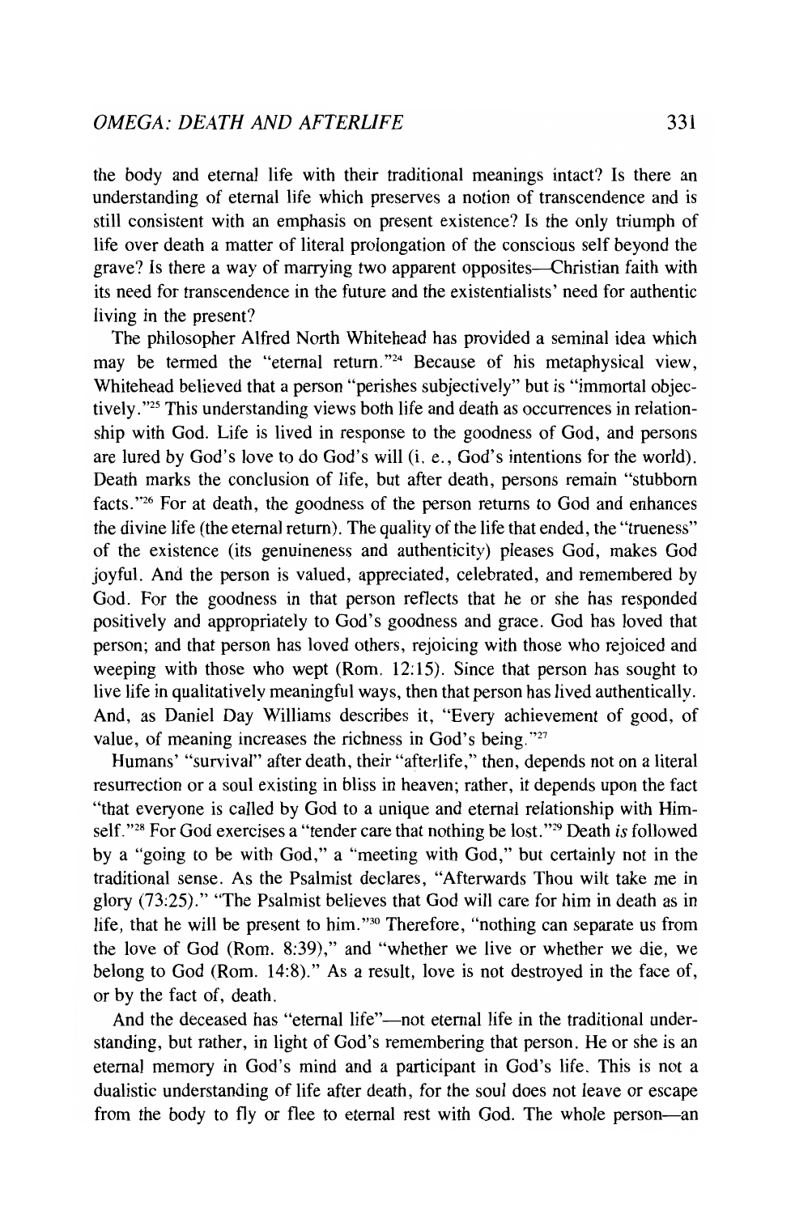the body and eternal life with their traditional meanings intact? Is there an understanding of eternal life which preserves a notion of transcendence and is still consistent with an emphasis on present existence? Is the only triumph of life over death a matter of literal prolongation of the conscious self beyond the grave? Is there a way of marrying two apparent opposites—Christian faith with its need for transcendence in the future and the existentialists' need for authentic living in the present?

The philosopher Alfred North Whitehead has provided a seminal idea which may be termed the "eternal return."[24] Because of his metaphysical view, Whitehead believed that a person "perishes subjectively" but is "immortal objectively."[25] This understanding views both life and death as occurrences in relationship with God. Life is lived in response to the goodness of God, and persons are lured by God's love to do God's will (i. e., God's intentions for the world). Death marks the conclusion of life, but after death, persons remain "stubborn facts."[26] For at death, the goodness of the person returns to God and enhances the divine life (the eternal return). The quality of the life that ended, the "trueness" of the existence (its genuineness and authenticity) pleases God, makes God joyful. And the person is valued, appreciated, celebrated, and remembered by God. For the goodness in that person reflects that he or she has responded positively and appropriately to God's goodness and grace. God has loved that person; and that person has loved others, rejoicing with those who rejoiced and weeping with those who wept (Rom. 12:15). Since that person has sought to live life in qualitatively meaningful ways, then that person has lived authentically. And, as Daniel Day Williams describes it, "Every achievement of good, of value, of meaning increases the richness in God's being."[27]

Humans' "survival" after death, their "afterlife," then, depends not on a literal resurrection or a soul existing in bliss in heaven; rather, it depends upon the fact "that everyone is called by God to a unique and eternal relationship with Himself."[28] For God exercises a "tender care that nothing be lost."[29] Death *is* followed by a "going to be with God," a "meeting with God," but certainly not in the traditional sense. As the Psalmist declares, "Afterwards Thou wilt take me in glory (73:25)." "The Psalmist believes that God will care for him in death as in life, that he will be present to him."[30] Therefore, "nothing can separate us from the love of God (Rom. 8:39)," and "whether we live or whether we die, we belong to God (Rom. 14:8)." As a result, love is not destroyed in the face of, or by the fact of, death.

And the deceased has "eternal life"—not eternal life in the traditional understanding, but rather, in light of God's remembering that person. He or she is an eternal memory in God's mind and a participant in God's life. This is not a dualistic understanding of life after death, for the soul does not leave or escape from the body to fly or flee to eternal rest with God. The whole person—an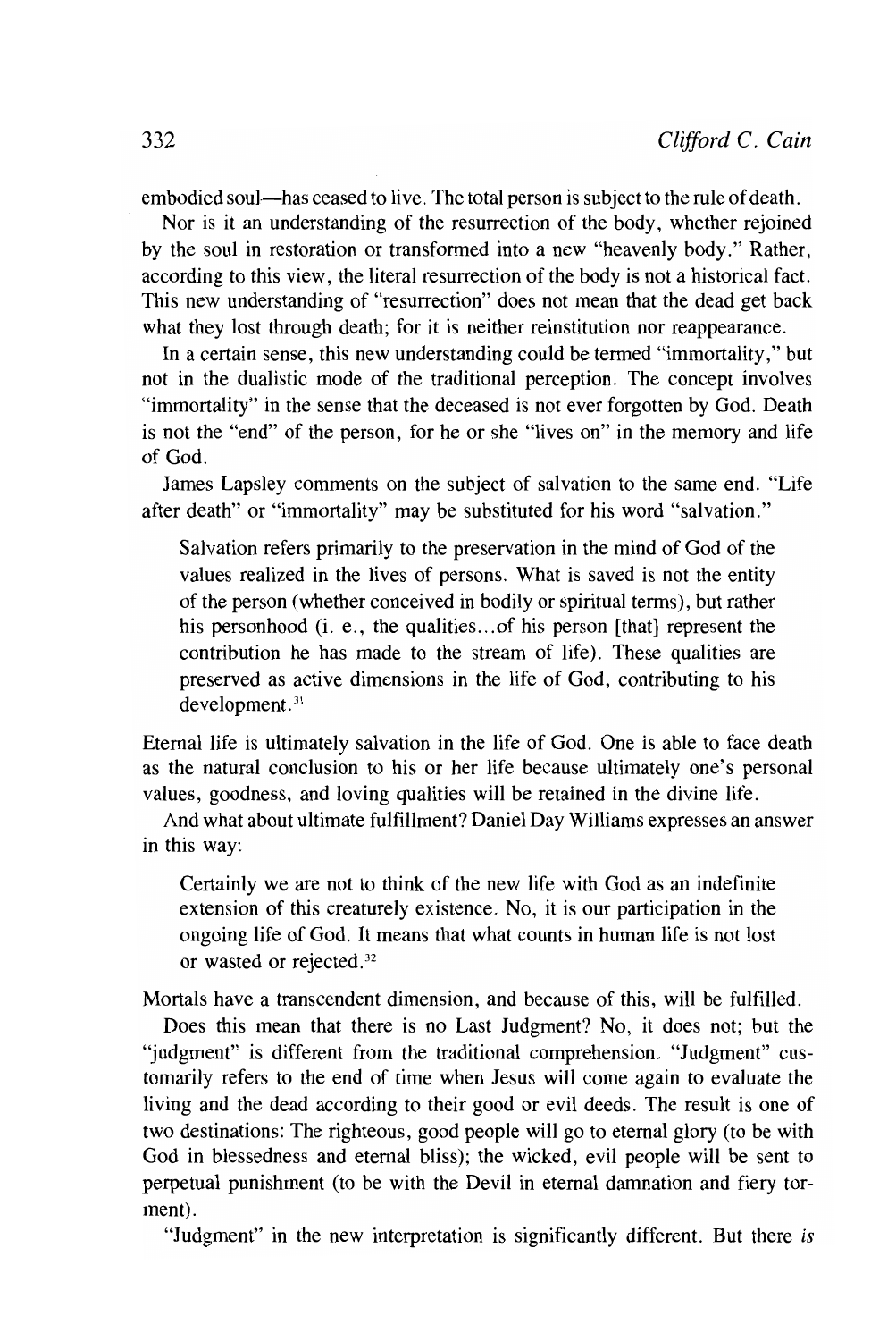embodied soul—has ceased to live. The total person is subject to the rule of death.

Nor is it an understanding of the resurrection of the body, whether rejoined by the soul in restoration or transformed into a new "heavenly body." Rather, according to this view, the literal resurrection of the body is not a historical fact. This new understanding of "resurrection" does not mean that the dead get back what they lost through death; for it is neither reinstitution nor reappearance.

In a certain sense, this new understanding could be termed "immortality," but not in the dualistic mode of the traditional perception. The concept involves "immortality" in the sense that the deceased is not ever forgotten by God. Death is not the "end" of the person, for he or she "lives on" in the memory and life of God.

James Lapsley comments on the subject of salvation to the same end. "Life after death" or "immortality" may be substituted for his word "salvation."

> Salvation refers primarily to the preservation in the mind of God of the values realized in the lives of persons. What is saved is not the entity of the person (whether conceived in bodily or spiritual terms), but rather his personhood (i. e., the qualities...of his person [that] represent the contribution he has made to the stream of life). These qualities are preserved as active dimensions in the life of God, contributing to his development.[31]

Eternal life is ultimately salvation in the life of God. One is able to face death as the natural conclusion to his or her life because ultimately one's personal values, goodness, and loving qualities will be retained in the divine life.

And what about ultimate fulfillment? Daniel Day Williams expresses an answer in this way:

> Certainly we are not to think of the new life with God as an indefinite extension of this creaturely existence. No, it is our participation in the ongoing life of God. It means that what counts in human life is not lost or wasted or rejected.[32]

Mortals have a transcendent dimension, and because of this, will be fulfilled.

Does this mean that there is no Last Judgment? No, it does not; but the "judgment" is different from the traditional comprehension. "Judgment" customarily refers to the end of time when Jesus will come again to evaluate the living and the dead according to their good or evil deeds. The result is one of two destinations: The righteous, good people will go to eternal glory (to be with God in blessedness and eternal bliss); the wicked, evil people will be sent to perpetual punishment (to be with the Devil in eternal damnation and fiery torment).

"Judgment" in the new interpretation is significantly different. But there *is*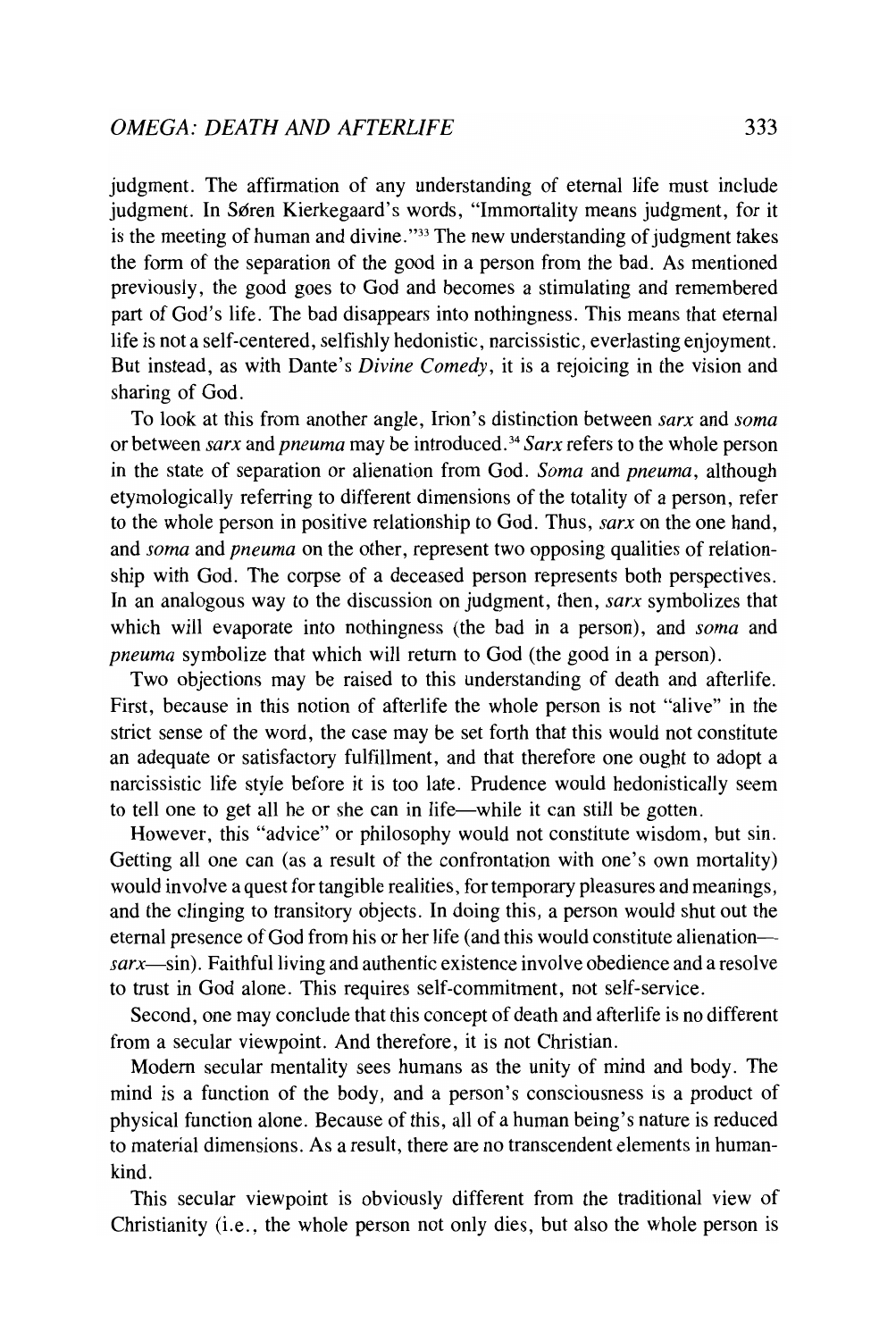judgment. The affirmation of any understanding of eternal life must include judgment. In Søren Kierkegaard's words, "Immortality means judgment, for it is the meeting of human and divine."[33] The new understanding of judgment takes the form of the separation of the good in a person from the bad. As mentioned previously, the good goes to God and becomes a stimulating and remembered part of God's life. The bad disappears into nothingness. This means that eternal life is not a self-centered, selfishly hedonistic, narcissistic, everlasting enjoyment. But instead, as with Dante's *Divine Comedy*, it is a rejoicing in the vision and sharing of God.

To look at this from another angle, Irion's distinction between *sarx* and *soma* or between *sarx* and *pneuma* may be introduced.[34] *Sarx* refers to the whole person in the state of separation or alienation from God. *Soma* and *pneuma*, although etymologically referring to different dimensions of the totality of a person, refer to the whole person in positive relationship to God. Thus, *sarx* on the one hand, and *soma* and *pneuma* on the other, represent two opposing qualities of relationship with God. The corpse of a deceased person represents both perspectives. In an analogous way to the discussion on judgment, then, *sarx* symbolizes that which will evaporate into nothingness (the bad in a person), and *soma* and *pneuma* symbolize that which will return to God (the good in a person).

Two objections may be raised to this understanding of death and afterlife. First, because in this notion of afterlife the whole person is not "alive" in the strict sense of the word, the case may be set forth that this would not constitute an adequate or satisfactory fulfillment, and that therefore one ought to adopt a narcissistic life style before it is too late. Prudence would hedonistically seem to tell one to get all he or she can in life—while it can still be gotten.

However, this "advice" or philosophy would not constitute wisdom, but sin. Getting all one can (as a result of the confrontation with one's own mortality) would involve a quest for tangible realities, for temporary pleasures and meanings, and the clinging to transitory objects. In doing this, a person would shut out the eternal presence of God from his or her life (and this would constitute alienation—*sarx*—sin). Faithful living and authentic existence involve obedience and a resolve to trust in God alone. This requires self-commitment, not self-service.

Second, one may conclude that this concept of death and afterlife is no different from a secular viewpoint. And therefore, it is not Christian.

Modern secular mentality sees humans as the unity of mind and body. The mind is a function of the body, and a person's consciousness is a product of physical function alone. Because of this, all of a human being's nature is reduced to material dimensions. As a result, there are no transcendent elements in humankind.

This secular viewpoint is obviously different from the traditional view of Christianity (i.e., the whole person not only dies, but also the whole person is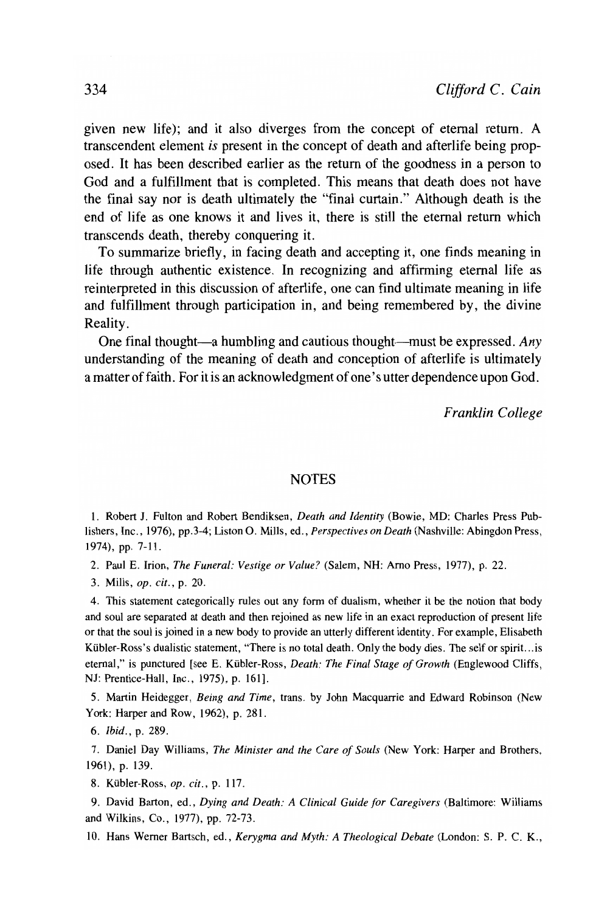given new life); and it also diverges from the concept of eternal return. A transcendent element *is* present in the concept of death and afterlife being proposed. It has been described earlier as the return of the goodness in a person to God and a fulfillment that is completed. This means that death does not have the final say nor is death ultimately the "final curtain." Although death is the end of life as one knows it and lives it, there is still the eternal return which transcends death, thereby conquering it.

To summarize briefly, in facing death and accepting it, one finds meaning in life through authentic existence. In recognizing and affirming eternal life as reinterpreted in this discussion of afterlife, one can find ultimate meaning in life and fulfillment through participation in, and being remembered by, the divine Reality.

One final thought—a humbling and cautious thought—must be expressed. *Any* understanding of the meaning of death and conception of afterlife is ultimately a matter of faith. For it is an acknowledgment of one's utter dependence upon God.

*Franklin College*

## NOTES

1. Robert J. Fulton and Robert Bendiksen, *Death and Identity* (Bowie, MD: Charles Press Publishers, Inc., 1976), pp.3-4; Liston O. Mills, ed., *Perspectives on Death* (Nashville: Abingdon Press, 1974), pp. 7-11.

2. Paul E. Irion, *The Funeral: Vestige or Value?* (Salem, NH: Arno Press, 1977), p. 22.

3. Mills, *op. cit.*, p. 20.

4. This statement categorically rules out any form of dualism, whether it be the notion that body and soul are separated at death and then rejoined as new life in an exact reproduction of present life or that the soul is joined in a new body to provide an utterly different identity. For example, Elisabeth Kübler-Ross's dualistic statement, "There is no total death. Only the body dies. The self or spirit...is eternal," is punctured [see E. Kübler-Ross, *Death: The Final Stage of Growth* (Englewood Cliffs, NJ: Prentice-Hall, Inc., 1975), p. 161].

5. Martin Heidegger, *Being and Time*, trans. by John Macquarrie and Edward Robinson (New York: Harper and Row, 1962), p. 281.

6. *Ibid.*, p. 289.

7. Daniel Day Williams, *The Minister and the Care of Souls* (New York: Harper and Brothers, 1961), p. 139.

8. Kübler-Ross, *op. cit.*, p. 117.

9. David Barton, ed., *Dying and Death: A Clinical Guide for Caregivers* (Baltimore: Williams and Wilkins, Co., 1977), pp. 72-73.

10. Hans Werner Bartsch, ed., *Kerygma and Myth: A Theological Debate* (London: S. P. C. K.,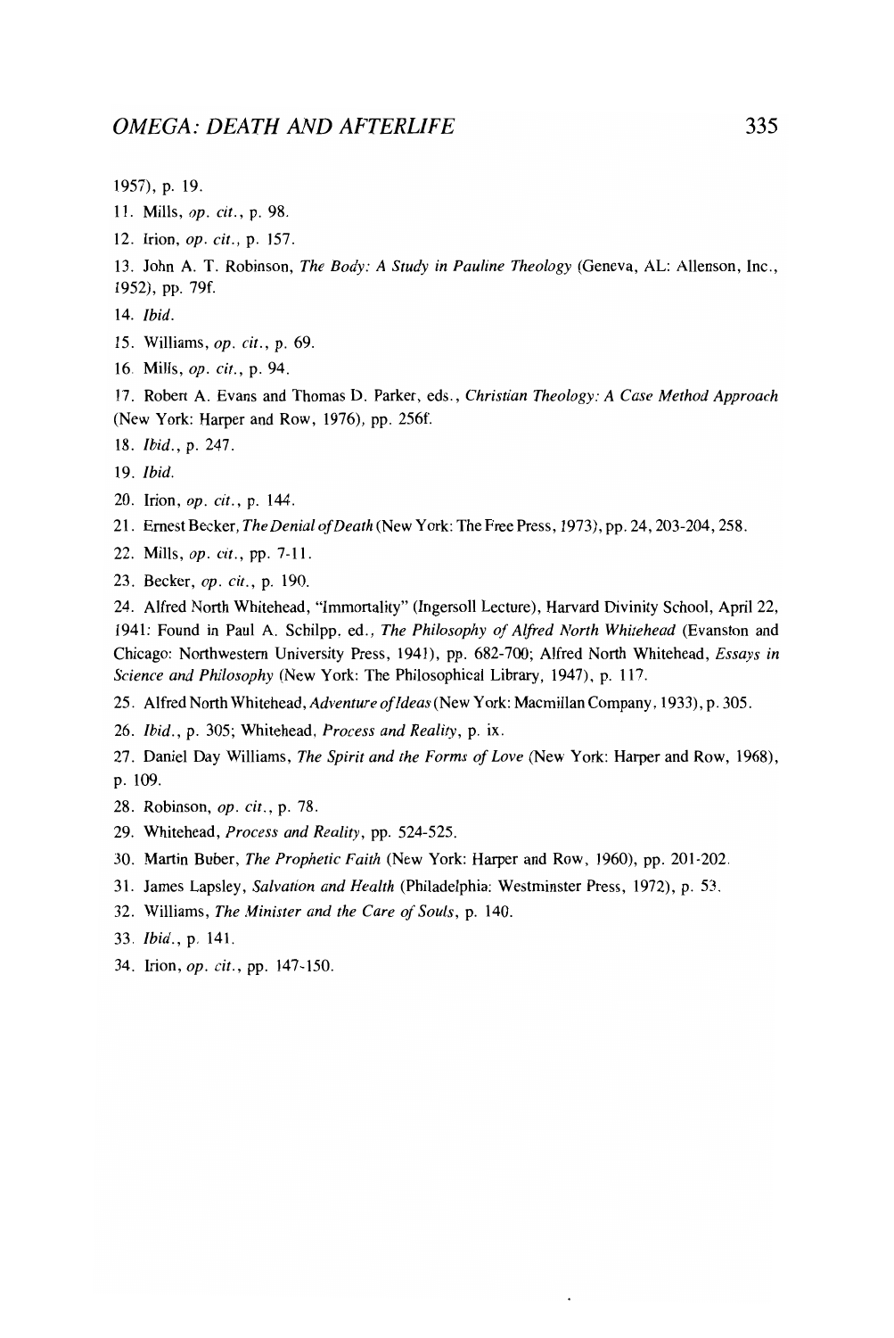1957), p. 19.

11. Mills, *op. cit.*, p. 98.

12. Irion, *op. cit.*, p. 157.

13. John A. T. Robinson, *The Body: A Study in Pauline Theology* (Geneva, AL: Allenson, Inc., 1952), pp. 79f.

14. *Ibid.*

15. Williams, *op. cit.*, p. 69.

16. Mills, *op. cit.*, p. 94.

17. Robert A. Evans and Thomas D. Parker, eds., *Christian Theology: A Case Method Approach* (New York: Harper and Row, 1976), pp. 256f.

18. *Ibid.*, p. 247.

19. *Ibid.*

20. Irion, *op. cit.*, p. 144.

21. Ernest Becker, *The Denial of Death* (New York: The Free Press, 1973), pp. 24, 203-204, 258.

22. Mills, *op. cit.*, pp. 7-11.

23. Becker, *op. cit.*, p. 190.

24. Alfred North Whitehead, "Immortality" (Ingersoll Lecture), Harvard Divinity School, April 22, 1941: Found in Paul A. Schilpp. ed., *The Philosophy of Alfred North Whitehead* (Evanston and Chicago: Northwestern University Press, 1941), pp. 682-700; Alfred North Whitehead, *Essays in Science and Philosophy* (New York: The Philosophical Library, 1947), p. 117.

25. Alfred North Whitehead, *Adventure of Ideas* (New York: Macmillan Company, 1933), p. 305.

26. *Ibid.*, p. 305; Whitehead, *Process and Reality*, p. ix.

27. Daniel Day Williams, *The Spirit and the Forms of Love* (New York: Harper and Row, 1968), p. 109.

28. Robinson, *op. cit.*, p. 78.

29. Whitehead, *Process and Reality*, pp. 524-525.

30. Martin Buber, *The Prophetic Faith* (New York: Harper and Row, 1960), pp. 201-202.

31. James Lapsley, *Salvation and Health* (Philadelphia: Westminster Press, 1972), p. 53.

32. Williams, *The Minister and the Care of Souls*, p. 140.

33. *Ibid.*, p. 141.

34. Irion, *op. cit.*, pp. 147-150.